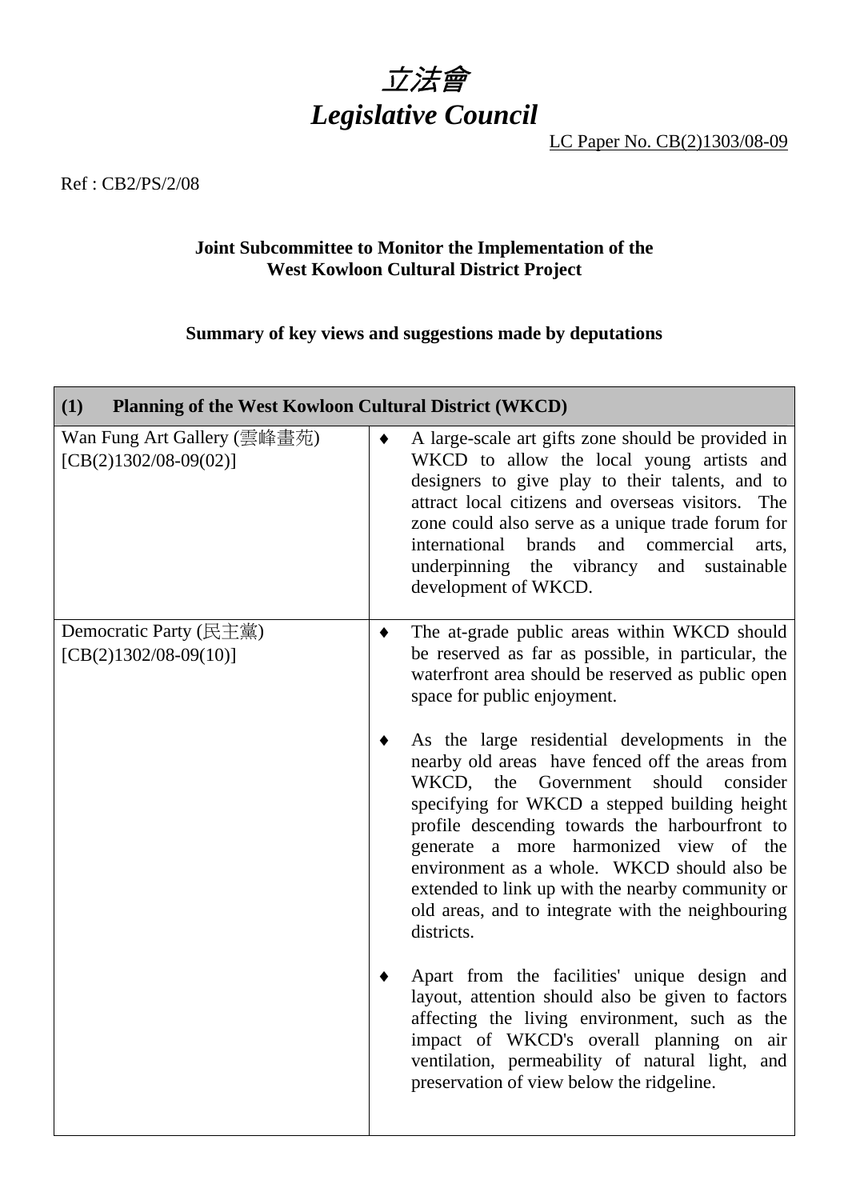# 立法會
# *Legislative Council*

LC Paper No. CB(2)1303/08-09

Ref : CB2/PS/2/08

**Joint Subcommittee to Monitor the Implementation of the West Kowloon Cultural District Project**

**Summary of key views and suggestions made by deputations**

| **(1) Planning of the West Kowloon Cultural District (WKCD)** | |
|---|---|
| Wan Fung Art Gallery (雲峰畫苑) [CB(2)1302/08-09(02)] | ♦ A large-scale art gifts zone should be provided in WKCD to allow the local young artists and designers to give play to their talents, and to attract local citizens and overseas visitors. The zone could also serve as a unique trade forum for international brands and commercial arts, underpinning the vibrancy and sustainable development of WKCD. |
| Democratic Party (民主黨) [CB(2)1302/08-09(10)] | ♦ The at-grade public areas within WKCD should be reserved as far as possible, in particular, the waterfront area should be reserved as public open space for public enjoyment.<br><br>♦ As the large residential developments in the nearby old areas have fenced off the areas from WKCD, the Government should consider specifying for WKCD a stepped building height profile descending towards the harbourfront to generate a more harmonized view of the environment as a whole. WKCD should also be extended to link up with the nearby community or old areas, and to integrate with the neighbouring districts.<br><br>♦ Apart from the facilities' unique design and layout, attention should also be given to factors affecting the living environment, such as the impact of WKCD's overall planning on air ventilation, permeability of natural light, and preservation of view below the ridgeline. |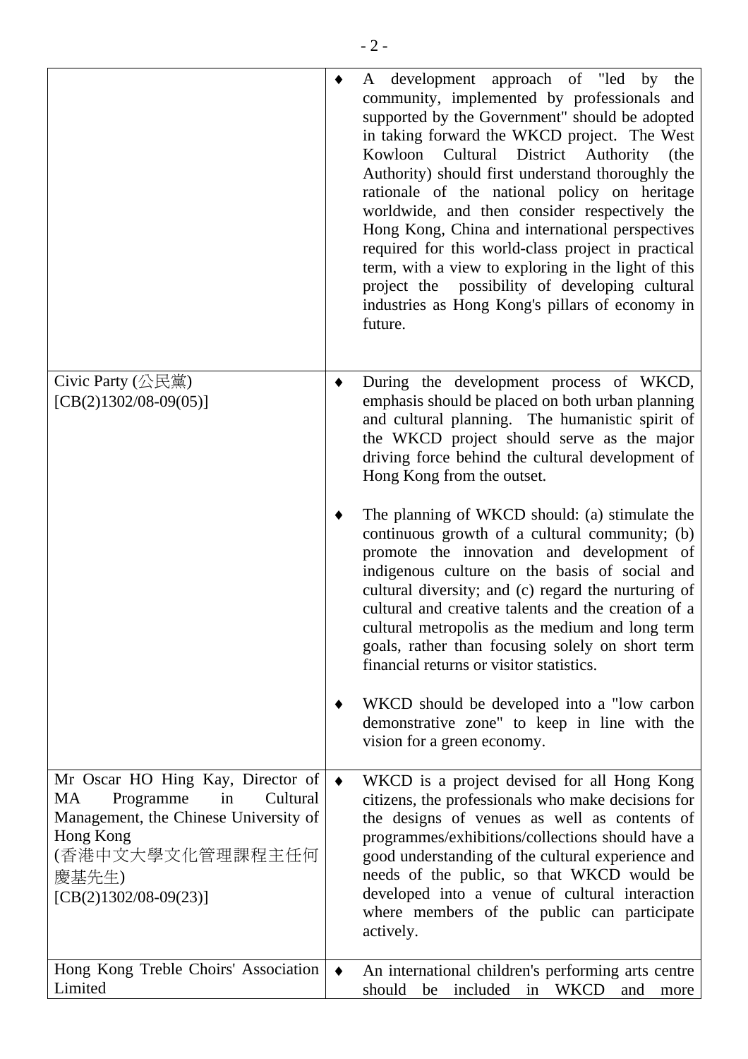| | |
|---|---|
| | ♦ A development approach of "led by the community, implemented by professionals and supported by the Government" should be adopted in taking forward the WKCD project. The West Kowloon Cultural District Authority (the Authority) should first understand thoroughly the rationale of the national policy on heritage worldwide, and then consider respectively the Hong Kong, China and international perspectives required for this world-class project in practical term, with a view to exploring in the light of this project the possibility of developing cultural industries as Hong Kong's pillars of economy in future. |
| Civic Party (公民黨)<br>[CB(2)1302/08-09(05)] | ♦ During the development process of WKCD, emphasis should be placed on both urban planning and cultural planning. The humanistic spirit of the WKCD project should serve as the major driving force behind the cultural development of Hong Kong from the outset.<br><br>♦ The planning of WKCD should: (a) stimulate the continuous growth of a cultural community; (b) promote the innovation and development of indigenous culture on the basis of social and cultural diversity; and (c) regard the nurturing of cultural and creative talents and the creation of a cultural metropolis as the medium and long term goals, rather than focusing solely on short term financial returns or visitor statistics.<br><br>♦ WKCD should be developed into a "low carbon demonstrative zone" to keep in line with the vision for a green economy. |
| Mr Oscar HO Hing Kay, Director of MA Programme in Cultural Management, the Chinese University of Hong Kong<br>(香港中文大學文化管理課程主任何慶基先生)<br>[CB(2)1302/08-09(23)] | ♦ WKCD is a project devised for all Hong Kong citizens, the professionals who make decisions for the designs of venues as well as contents of programmes/exhibitions/collections should have a good understanding of the cultural experience and needs of the public, so that WKCD would be developed into a venue of cultural interaction where members of the public can participate actively. |
| Hong Kong Treble Choirs' Association Limited | ♦ An international children's performing arts centre should be included in WKCD and more |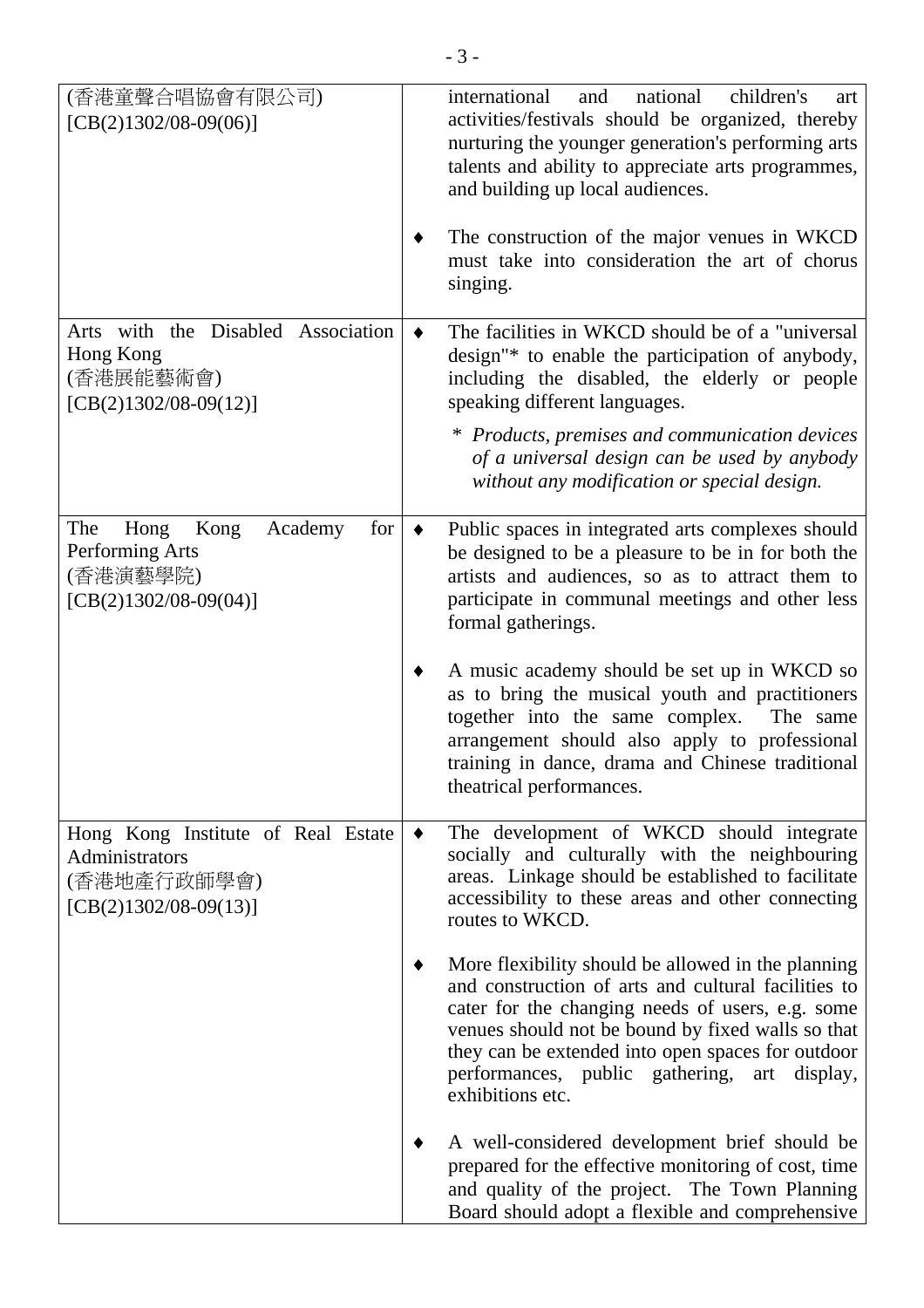| | |
|---|---|
| (香港童聲合唱協會有限公司)<br>[CB(2)1302/08-09(06)] | international and national children's art activities/festivals should be organized, thereby nurturing the younger generation's performing arts talents and ability to appreciate arts programmes, and building up local audiences.<br><br>♦ The construction of the major venues in WKCD must take into consideration the art of chorus singing. |
| Arts with the Disabled Association Hong Kong<br>(香港展能藝術會)<br>[CB(2)1302/08-09(12)] | ♦ The facilities in WKCD should be of a "universal design"* to enable the participation of anybody, including the disabled, the elderly or people speaking different languages.<br><br>*\* Products, premises and communication devices of a universal design can be used by anybody without any modification or special design.* |
| The Hong Kong Academy for Performing Arts<br>(香港演藝學院)<br>[CB(2)1302/08-09(04)] | ♦ Public spaces in integrated arts complexes should be designed to be a pleasure to be in for both the artists and audiences, so as to attract them to participate in communal meetings and other less formal gatherings.<br><br>♦ A music academy should be set up in WKCD so as to bring the musical youth and practitioners together into the same complex. The same arrangement should also apply to professional training in dance, drama and Chinese traditional theatrical performances. |
| Hong Kong Institute of Real Estate Administrators<br>(香港地產行政師學會)<br>[CB(2)1302/08-09(13)] | ♦ The development of WKCD should integrate socially and culturally with the neighbouring areas. Linkage should be established to facilitate accessibility to these areas and other connecting routes to WKCD.<br><br>♦ More flexibility should be allowed in the planning and construction of arts and cultural facilities to cater for the changing needs of users, e.g. some venues should not be bound by fixed walls so that they can be extended into open spaces for outdoor performances, public gathering, art display, exhibitions etc.<br><br>♦ A well-considered development brief should be prepared for the effective monitoring of cost, time and quality of the project. The Town Planning Board should adopt a flexible and comprehensive |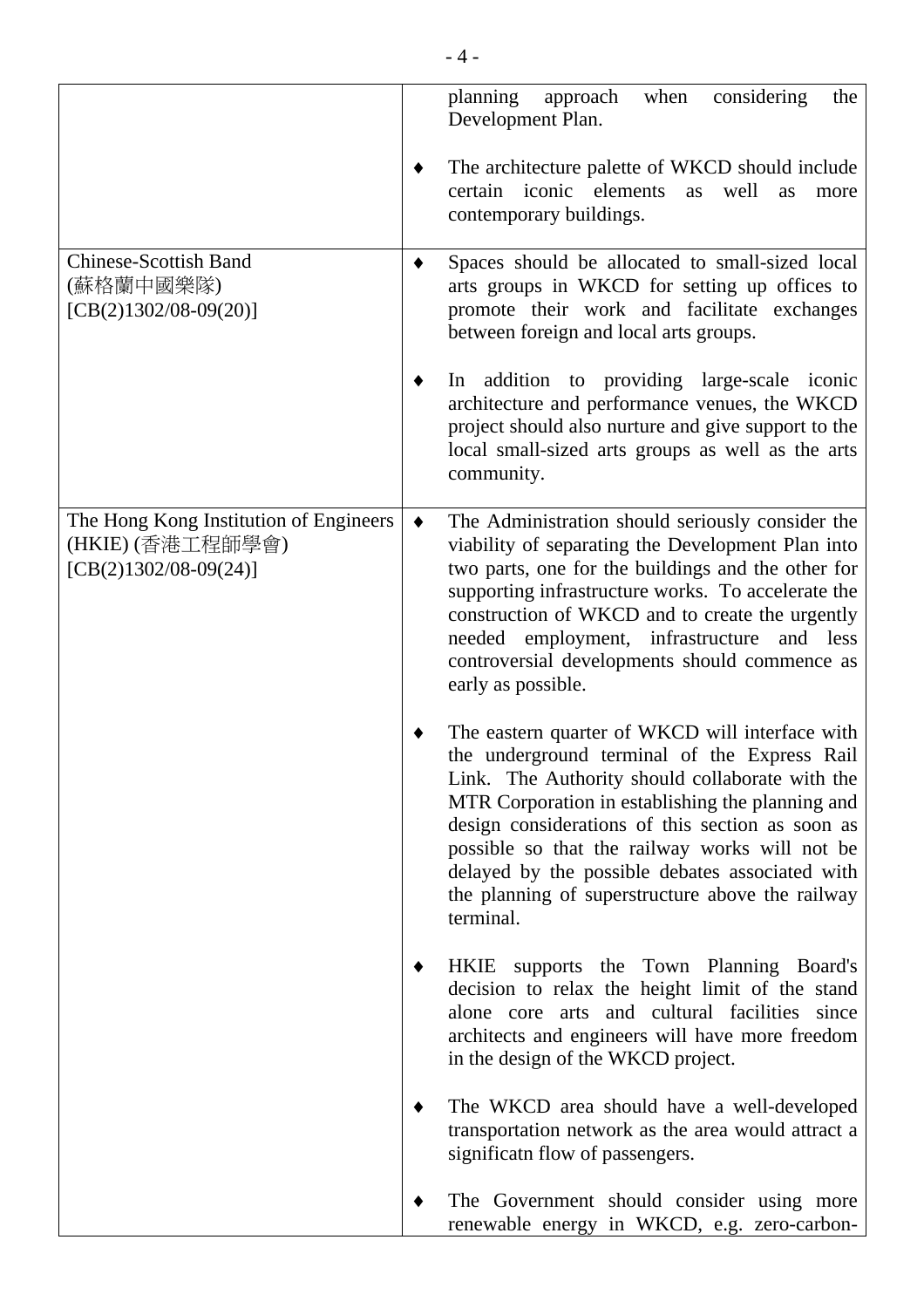| | |
|---|---|
| | planning approach when considering the Development Plan.<br><br>♦ The architecture palette of WKCD should include certain iconic elements as well as more contemporary buildings. |
| Chinese-Scottish Band<br>(蘇格蘭中國樂隊)<br>[CB(2)1302/08-09(20)] | ♦ Spaces should be allocated to small-sized local arts groups in WKCD for setting up offices to promote their work and facilitate exchanges between foreign and local arts groups.<br><br>♦ In addition to providing large-scale iconic architecture and performance venues, the WKCD project should also nurture and give support to the local small-sized arts groups as well as the arts community. |
| The Hong Kong Institution of Engineers (HKIE) (香港工程師學會)<br>[CB(2)1302/08-09(24)] | ♦ The Administration should seriously consider the viability of separating the Development Plan into two parts, one for the buildings and the other for supporting infrastructure works. To accelerate the construction of WKCD and to create the urgently needed employment, infrastructure and less controversial developments should commence as early as possible.<br><br>♦ The eastern quarter of WKCD will interface with the underground terminal of the Express Rail Link. The Authority should collaborate with the MTR Corporation in establishing the planning and design considerations of this section as soon as possible so that the railway works will not be delayed by the possible debates associated with the planning of superstructure above the railway terminal.<br><br>♦ HKIE supports the Town Planning Board's decision to relax the height limit of the stand alone core arts and cultural facilities since architects and engineers will have more freedom in the design of the WKCD project.<br><br>♦ The WKCD area should have a well-developed transportation network as the area would attract a significatn flow of passengers.<br><br>♦ The Government should consider using more renewable energy in WKCD, e.g. zero-carbon- |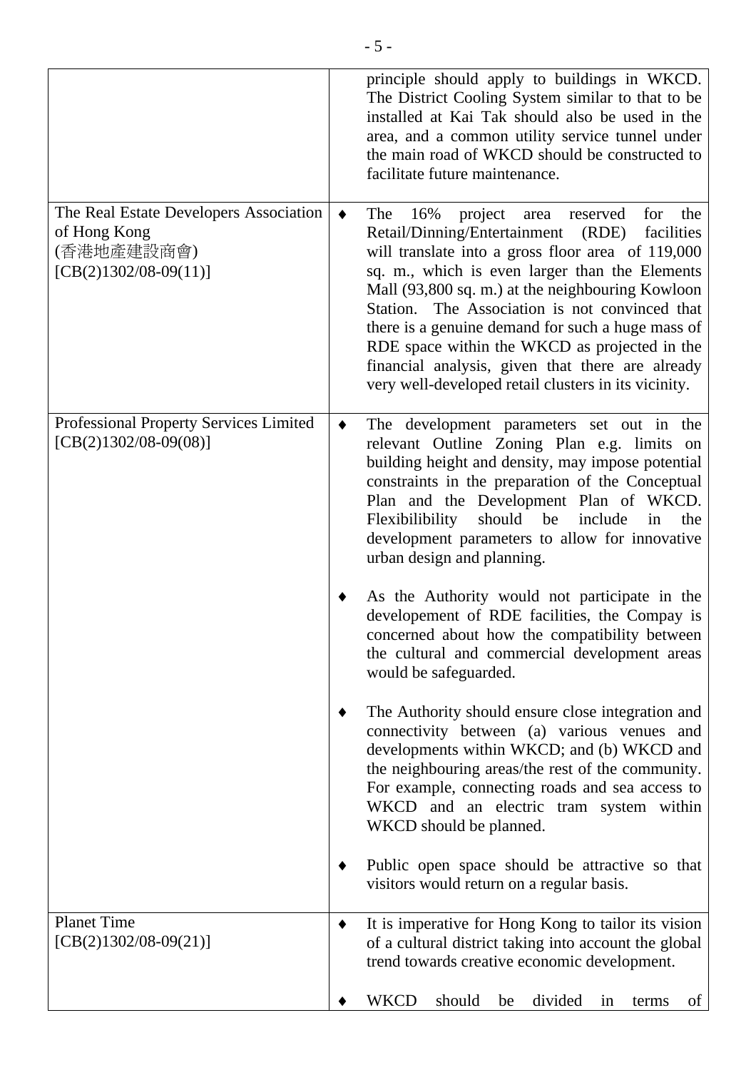| | |
|---|---|
| | principle should apply to buildings in WKCD. The District Cooling System similar to that to be installed at Kai Tak should also be used in the area, and a common utility service tunnel under the main road of WKCD should be constructed to facilitate future maintenance. |
| The Real Estate Developers Association of Hong Kong (香港地產建設商會) [CB(2)1302/08-09(11)] | ♦ The 16% project area reserved for the Retail/Dinning/Entertainment (RDE) facilities will translate into a gross floor area of 119,000 sq. m., which is even larger than the Elements Mall (93,800 sq. m.) at the neighbouring Kowloon Station. The Association is not convinced that there is a genuine demand for such a huge mass of RDE space within the WKCD as projected in the financial analysis, given that there are already very well-developed retail clusters in its vicinity. |
| Professional Property Services Limited [CB(2)1302/08-09(08)] | ♦ The development parameters set out in the relevant Outline Zoning Plan e.g. limits on building height and density, may impose potential constraints in the preparation of the Conceptual Plan and the Development Plan of WKCD. Flexibilibility should be include in the development parameters to allow for innovative urban design and planning.<br><br>♦ As the Authority would not participate in the developement of RDE facilities, the Compay is concerned about how the compatibility between the cultural and commercial development areas would be safeguarded.<br><br>♦ The Authority should ensure close integration and connectivity between (a) various venues and developments within WKCD; and (b) WKCD and the neighbouring areas/the rest of the community. For example, connecting roads and sea access to WKCD and an electric tram system within WKCD should be planned.<br><br>♦ Public open space should be attractive so that visitors would return on a regular basis. |
| Planet Time [CB(2)1302/08-09(21)] | ♦ It is imperative for Hong Kong to tailor its vision of a cultural district taking into account the global trend towards creative economic development.<br><br>♦ WKCD should be divided in terms of |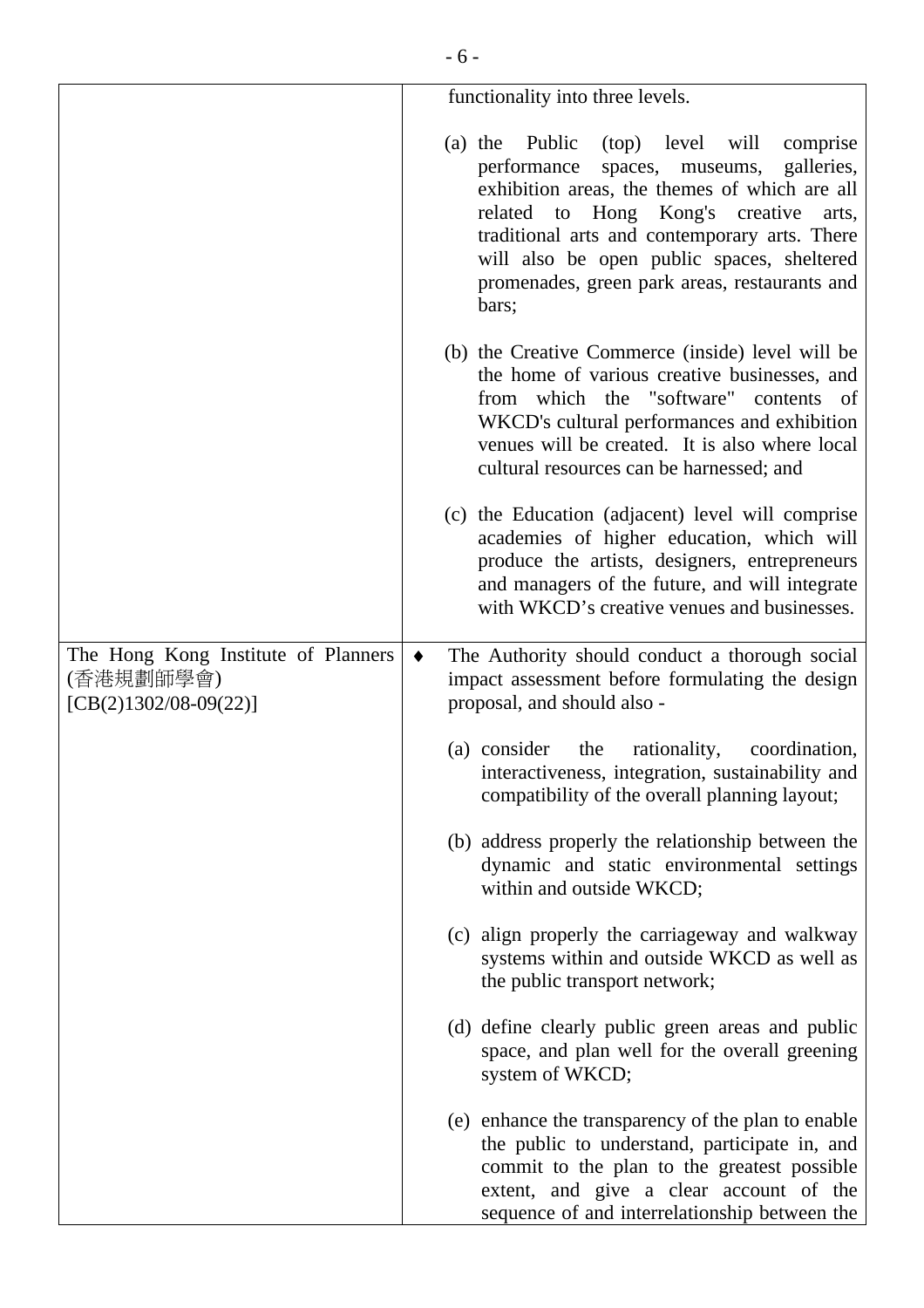| | |
|---|---|
| | functionality into three levels.<br><br>(a) the Public (top) level will comprise performance spaces, museums, galleries, exhibition areas, the themes of which are all related to Hong Kong's creative arts, traditional arts and contemporary arts. There will also be open public spaces, sheltered promenades, green park areas, restaurants and bars;<br><br>(b) the Creative Commerce (inside) level will be the home of various creative businesses, and from which the "software" contents of WKCD's cultural performances and exhibition venues will be created. It is also where local cultural resources can be harnessed; and<br><br>(c) the Education (adjacent) level will comprise academies of higher education, which will produce the artists, designers, entrepreneurs and managers of the future, and will integrate with WKCD's creative venues and businesses. |
| The Hong Kong Institute of Planners (香港規劃師學會)<br>[CB(2)1302/08-09(22)] | ♦ The Authority should conduct a thorough social impact assessment before formulating the design proposal, and should also -<br><br>(a) consider the rationality, coordination, interactiveness, integration, sustainability and compatibility of the overall planning layout;<br><br>(b) address properly the relationship between the dynamic and static environmental settings within and outside WKCD;<br><br>(c) align properly the carriageway and walkway systems within and outside WKCD as well as the public transport network;<br><br>(d) define clearly public green areas and public space, and plan well for the overall greening system of WKCD;<br><br>(e) enhance the transparency of the plan to enable the public to understand, participate in, and commit to the plan to the greatest possible extent, and give a clear account of the sequence of and interrelationship between the |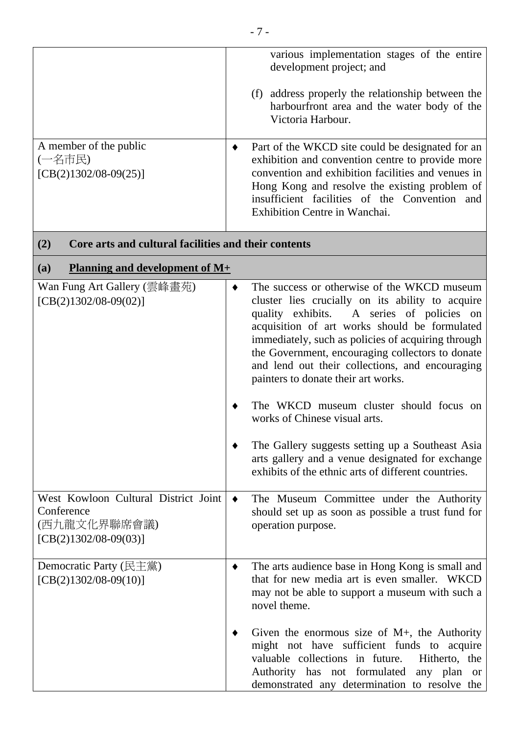| | |
|---|---|
| | various implementation stages of the entire development project; and<br><br>(f) address properly the relationship between the harbourfront area and the water body of the Victoria Harbour. |
| A member of the public<br>(一名市民)<br>[CB(2)1302/08-09(25)] | ♦ Part of the WKCD site could be designated for an exhibition and convention centre to provide more convention and exhibition facilities and venues in Hong Kong and resolve the existing problem of insufficient facilities of the Convention and Exhibition Centre in Wanchai. |
| **(2) Core arts and cultural facilities and their contents** | |
| **(a) <u>Planning and development of M+</u>** | |
| Wan Fung Art Gallery (雲峰畫苑)<br>[CB(2)1302/08-09(02)] | ♦ The success or otherwise of the WKCD museum cluster lies crucially on its ability to acquire quality exhibits. A series of policies on acquisition of art works should be formulated immediately, such as policies of acquiring through the Government, encouraging collectors to donate and lend out their collections, and encouraging painters to donate their art works.<br><br>♦ The WKCD museum cluster should focus on works of Chinese visual arts.<br><br>♦ The Gallery suggests setting up a Southeast Asia arts gallery and a venue designated for exchange exhibits of the ethnic arts of different countries. |
| West Kowloon Cultural District Joint Conference<br>(西九龍文化界聯席會議)<br>[CB(2)1302/08-09(03)] | ♦ The Museum Committee under the Authority should set up as soon as possible a trust fund for operation purpose. |
| Democratic Party (民主黨)<br>[CB(2)1302/08-09(10)] | ♦ The arts audience base in Hong Kong is small and that for new media art is even smaller. WKCD may not be able to support a museum with such a novel theme.<br><br>♦ Given the enormous size of M+, the Authority might not have sufficient funds to acquire valuable collections in future. Hitherto, the Authority has not formulated any plan or demonstrated any determination to resolve the |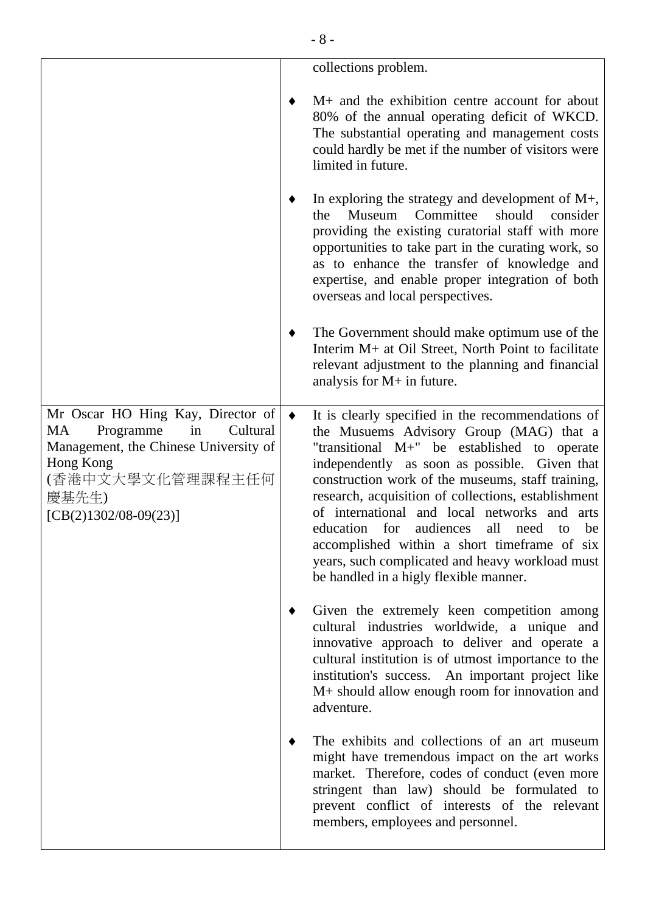| | |
|---|---|
| | collections problem.<br><br>♦ M+ and the exhibition centre account for about 80% of the annual operating deficit of WKCD. The substantial operating and management costs could hardly be met if the number of visitors were limited in future.<br><br>♦ In exploring the strategy and development of M+, the Museum Committee should consider providing the existing curatorial staff with more opportunities to take part in the curating work, so as to enhance the transfer of knowledge and expertise, and enable proper integration of both overseas and local perspectives.<br><br>♦ The Government should make optimum use of the Interim M+ at Oil Street, North Point to facilitate relevant adjustment to the planning and financial analysis for M+ in future. |
| Mr Oscar HO Hing Kay, Director of MA Programme in Cultural Management, the Chinese University of Hong Kong<br>(香港中文大學文化管理課程主任何慶基先生)<br>[CB(2)1302/08-09(23)] | ♦ It is clearly specified in the recommendations of the Musuems Advisory Group (MAG) that a "transitional M+" be established to operate independently as soon as possible. Given that construction work of the museums, staff training, research, acquisition of collections, establishment of international and local networks and arts education for audiences all need to be accomplished within a short timeframe of six years, such complicated and heavy workload must be handled in a higly flexible manner.<br><br>♦ Given the extremely keen competition among cultural industries worldwide, a unique and innovative approach to deliver and operate a cultural institution is of utmost importance to the institution's success. An important project like M+ should allow enough room for innovation and adventure.<br><br>♦ The exhibits and collections of an art museum might have tremendous impact on the art works market. Therefore, codes of conduct (even more stringent than law) should be formulated to prevent conflict of interests of the relevant members, employees and personnel. |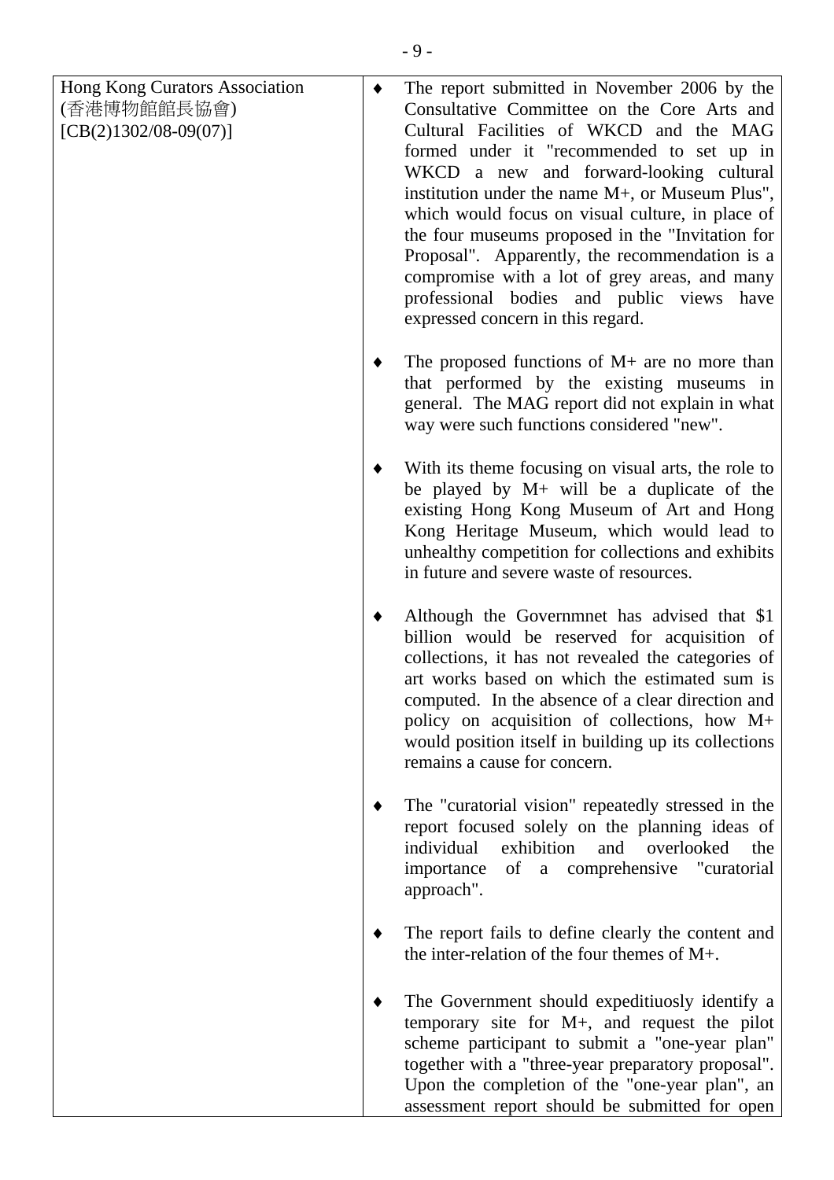| | |
|---|---|
| Hong Kong Curators Association (香港博物館館長協會) [CB(2)1302/08-09(07)] | ♦ The report submitted in November 2006 by the Consultative Committee on the Core Arts and Cultural Facilities of WKCD and the MAG formed under it "recommended to set up in WKCD a new and forward-looking cultural institution under the name M+, or Museum Plus", which would focus on visual culture, in place of the four museums proposed in the "Invitation for Proposal". Apparently, the recommendation is a compromise with a lot of grey areas, and many professional bodies and public views have expressed concern in this regard.<br><br>♦ The proposed functions of M+ are no more than that performed by the existing museums in general. The MAG report did not explain in what way were such functions considered "new".<br><br>♦ With its theme focusing on visual arts, the role to be played by M+ will be a duplicate of the existing Hong Kong Museum of Art and Hong Kong Heritage Museum, which would lead to unhealthy competition for collections and exhibits in future and severe waste of resources.<br><br>♦ Although the Governmnet has advised that \$1 billion would be reserved for acquisition of collections, it has not revealed the categories of art works based on which the estimated sum is computed. In the absence of a clear direction and policy on acquisition of collections, how M+ would position itself in building up its collections remains a cause for concern.<br><br>♦ The "curatorial vision" repeatedly stressed in the report focused solely on the planning ideas of individual exhibition and overlooked the importance of a comprehensive "curatorial approach".<br><br>♦ The report fails to define clearly the content and the inter-relation of the four themes of M+.<br><br>♦ The Government should expeditiuosly identify a temporary site for M+, and request the pilot scheme participant to submit a "one-year plan" together with a "three-year preparatory proposal". Upon the completion of the "one-year plan", an assessment report should be submitted for open |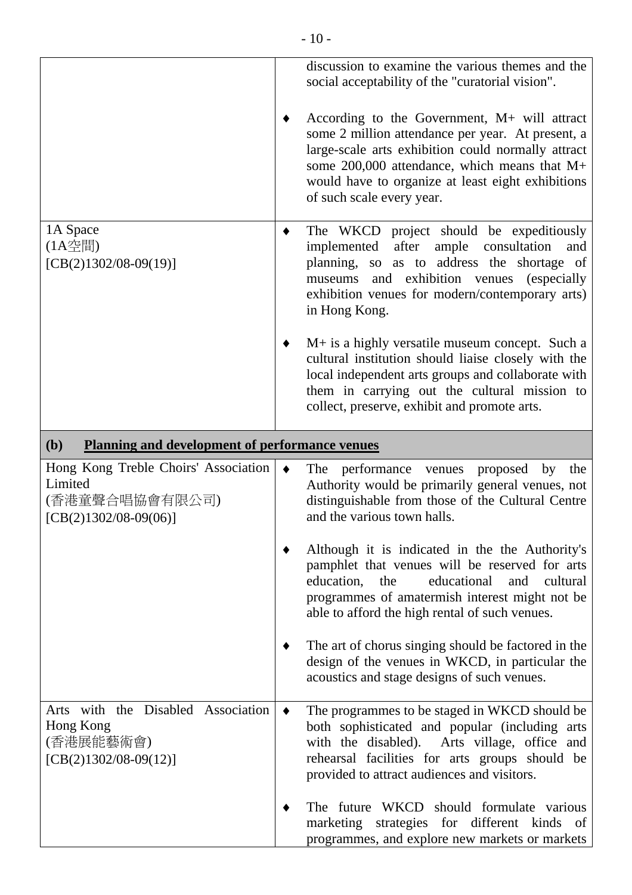| | |
|---|---|
| | discussion to examine the various themes and the social acceptability of the "curatorial vision".<br><br>♦ According to the Government, M+ will attract some 2 million attendance per year. At present, a large-scale arts exhibition could normally attract some 200,000 attendance, which means that M+ would have to organize at least eight exhibitions of such scale every year. |
| 1A Space<br>(1A空間)<br>[CB(2)1302/08-09(19)] | ♦ The WKCD project should be expeditiously implemented after ample consultation and planning, so as to address the shortage of museums and exhibition venues (especially exhibition venues for modern/contemporary arts) in Hong Kong.<br><br>♦ M+ is a highly versatile museum concept. Such a cultural institution should liaise closely with the local independent arts groups and collaborate with them in carrying out the cultural mission to collect, preserve, exhibit and promote arts. |
| **(b) <u>Planning and development of performance venues</u>** | |
| Hong Kong Treble Choirs' Association Limited<br>(香港童聲合唱協會有限公司)<br>[CB(2)1302/08-09(06)] | ♦ The performance venues proposed by the Authority would be primarily general venues, not distinguishable from those of the Cultural Centre and the various town halls.<br><br>♦ Although it is indicated in the the Authority's pamphlet that venues will be reserved for arts education, the educational and cultural programmes of amatermish interest might not be able to afford the high rental of such venues.<br><br>♦ The art of chorus singing should be factored in the design of the venues in WKCD, in particular the acoustics and stage designs of such venues. |
| Arts with the Disabled Association Hong Kong<br>(香港展能藝術會)<br>[CB(2)1302/08-09(12)] | ♦ The programmes to be staged in WKCD should be both sophisticated and popular (including arts with the disabled). Arts village, office and rehearsal facilities for arts groups should be provided to attract audiences and visitors.<br><br>♦ The future WKCD should formulate various marketing strategies for different kinds of programmes, and explore new markets or markets |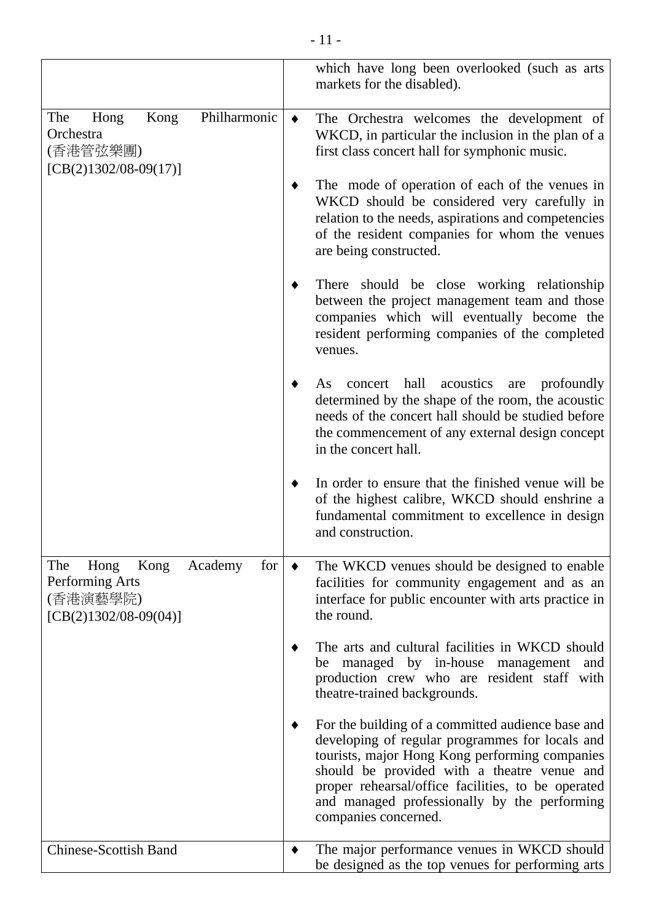| | |
|---|---|
| | which have long been overlooked (such as arts markets for the disabled). |
| The Hong Kong Philharmonic Orchestra (香港管弦樂團) [CB(2)1302/08-09(17)] | ♦ The Orchestra welcomes the development of WKCD, in particular the inclusion in the plan of a first class concert hall for symphonic music.<br><br>♦ The mode of operation of each of the venues in WKCD should be considered very carefully in relation to the needs, aspirations and competencies of the resident companies for whom the venues are being constructed.<br><br>♦ There should be close working relationship between the project management team and those companies which will eventually become the resident performing companies of the completed venues.<br><br>♦ As concert hall acoustics are profoundly determined by the shape of the room, the acoustic needs of the concert hall should be studied before the commencement of any external design concept in the concert hall.<br><br>♦ In order to ensure that the finished venue will be of the highest calibre, WKCD should enshrine a fundamental commitment to excellence in design and construction. |
| The Hong Kong Academy for Performing Arts (香港演藝學院) [CB(2)1302/08-09(04)] | ♦ The WKCD venues should be designed to enable facilities for community engagement and as an interface for public encounter with arts practice in the round.<br><br>♦ The arts and cultural facilities in WKCD should be managed by in-house management and production crew who are resident staff with theatre-trained backgrounds.<br><br>♦ For the building of a committed audience base and developing of regular programmes for locals and tourists, major Hong Kong performing companies should be provided with a theatre venue and proper rehearsal/office facilities, to be operated and managed professionally by the performing companies concerned. |
| Chinese-Scottish Band | ♦ The major performance venues in WKCD should be designed as the top venues for performing arts |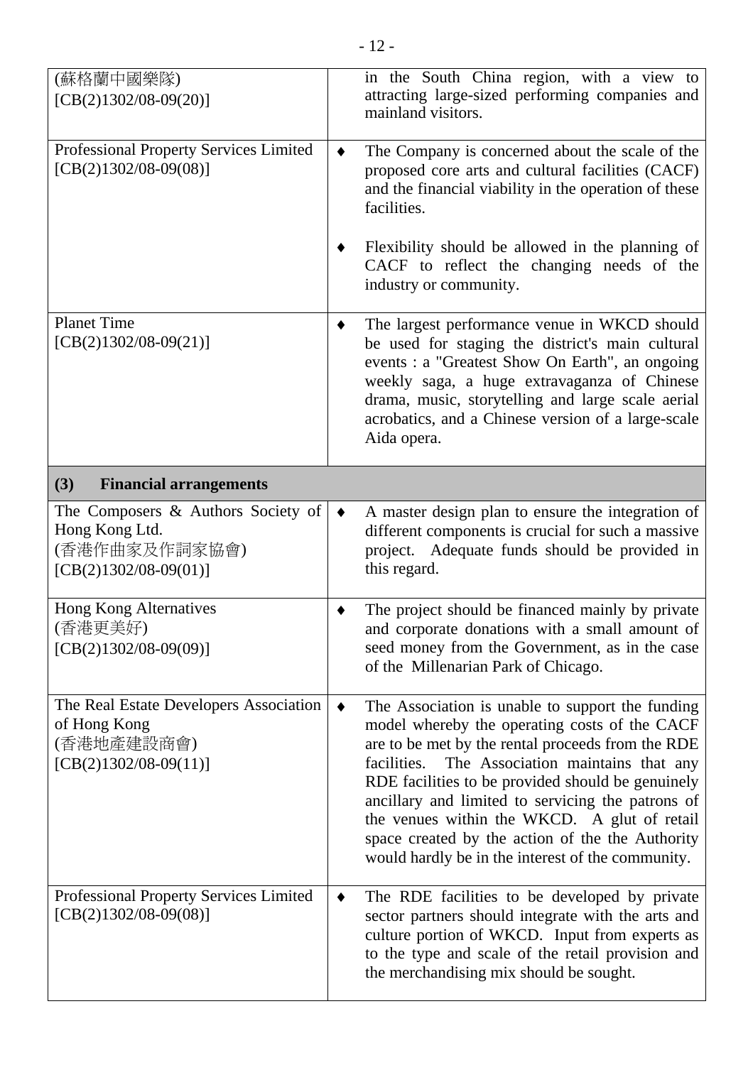| | |
|---|---|
| (蘇格蘭中國樂隊) [CB(2)1302/08-09(20)] | in the South China region, with a view to attracting large-sized performing companies and mainland visitors. |
| Professional Property Services Limited [CB(2)1302/08-09(08)] | ♦ The Company is concerned about the scale of the proposed core arts and cultural facilities (CACF) and the financial viability in the operation of these facilities.<br><br>♦ Flexibility should be allowed in the planning of CACF to reflect the changing needs of the industry or community. |
| Planet Time [CB(2)1302/08-09(21)] | ♦ The largest performance venue in WKCD should be used for staging the district's main cultural events : a "Greatest Show On Earth", an ongoing weekly saga, a huge extravaganza of Chinese drama, music, storytelling and large scale aerial acrobatics, and a Chinese version of a large-scale Aida opera. |
| **(3) Financial arrangements** | |
| The Composers & Authors Society of Hong Kong Ltd. (香港作曲家及作詞家協會) [CB(2)1302/08-09(01)] | ♦ A master design plan to ensure the integration of different components is crucial for such a massive project. Adequate funds should be provided in this regard. |
| Hong Kong Alternatives (香港更美好) [CB(2)1302/08-09(09)] | ♦ The project should be financed mainly by private and corporate donations with a small amount of seed money from the Government, as in the case of the Millenarian Park of Chicago. |
| The Real Estate Developers Association of Hong Kong (香港地產建設商會) [CB(2)1302/08-09(11)] | ♦ The Association is unable to support the funding model whereby the operating costs of the CACF are to be met by the rental proceeds from the RDE facilities. The Association maintains that any RDE facilities to be provided should be genuinely ancillary and limited to servicing the patrons of the venues within the WKCD. A glut of retail space created by the action of the the Authority would hardly be in the interest of the community. |
| Professional Property Services Limited [CB(2)1302/08-09(08)] | ♦ The RDE facilities to be developed by private sector partners should integrate with the arts and culture portion of WKCD. Input from experts as to the type and scale of the retail provision and the merchandising mix should be sought. |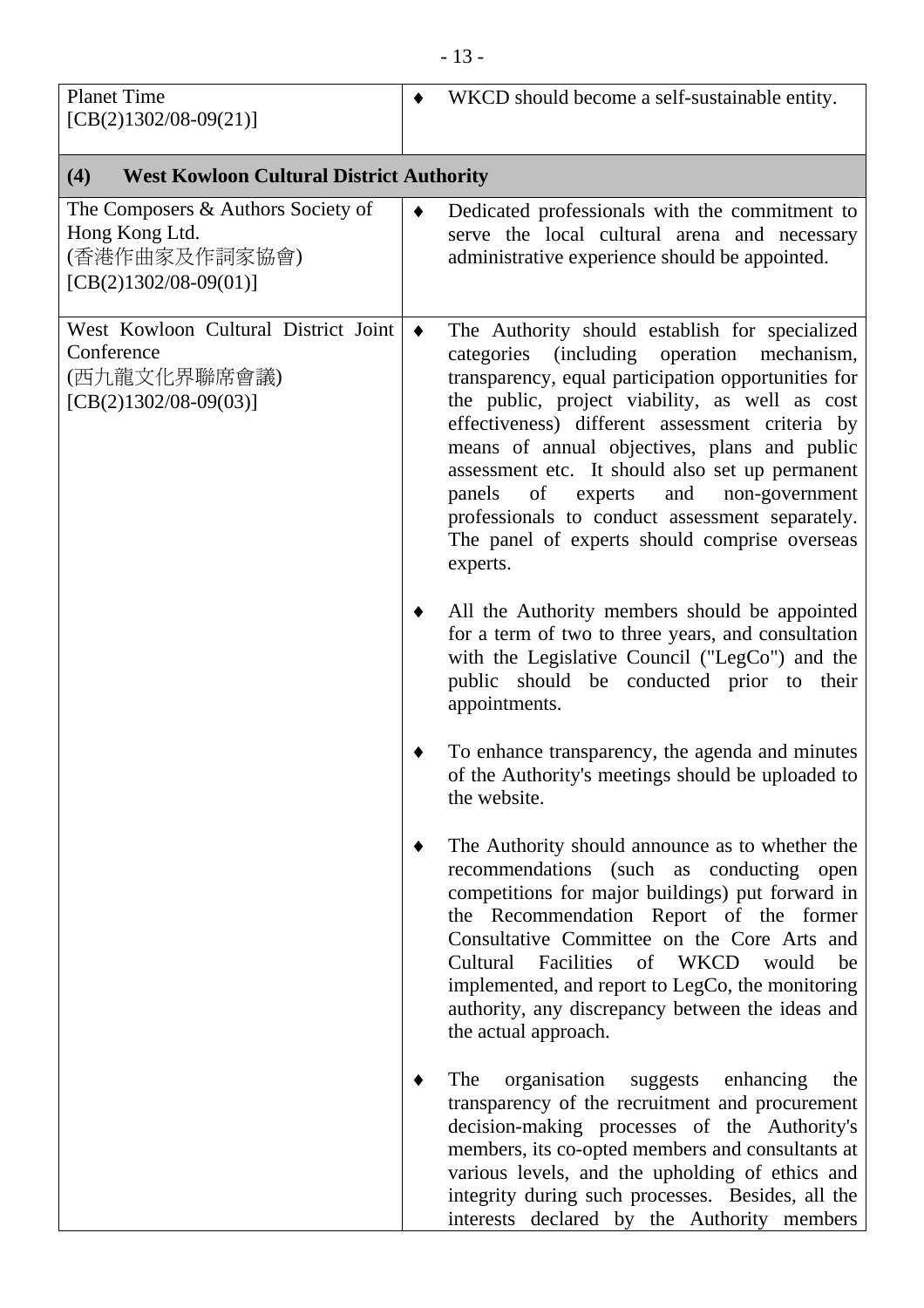| | |
|---|---|
| Planet Time [CB(2)1302/08-09(21)] | ♦ WKCD should become a self-sustainable entity. |
| **(4) West Kowloon Cultural District Authority** | |
| The Composers & Authors Society of Hong Kong Ltd. (香港作曲家及作詞家協會) [CB(2)1302/08-09(01)] | ♦ Dedicated professionals with the commitment to serve the local cultural arena and necessary administrative experience should be appointed. |
| West Kowloon Cultural District Joint Conference (西九龍文化界聯席會議) [CB(2)1302/08-09(03)] | ♦ The Authority should establish for specialized categories (including operation mechanism, transparency, equal participation opportunities for the public, project viability, as well as cost effectiveness) different assessment criteria by means of annual objectives, plans and public assessment etc. It should also set up permanent panels of experts and non-government professionals to conduct assessment separately. The panel of experts should comprise overseas experts.<br><br>♦ All the Authority members should be appointed for a term of two to three years, and consultation with the Legislative Council ("LegCo") and the public should be conducted prior to their appointments.<br><br>♦ To enhance transparency, the agenda and minutes of the Authority's meetings should be uploaded to the website.<br><br>♦ The Authority should announce as to whether the recommendations (such as conducting open competitions for major buildings) put forward in the Recommendation Report of the former Consultative Committee on the Core Arts and Cultural Facilities of WKCD would be implemented, and report to LegCo, the monitoring authority, any discrepancy between the ideas and the actual approach.<br><br>♦ The organisation suggests enhancing the transparency of the recruitment and procurement decision-making processes of the Authority's members, its co-opted members and consultants at various levels, and the upholding of ethics and integrity during such processes. Besides, all the interests declared by the Authority members |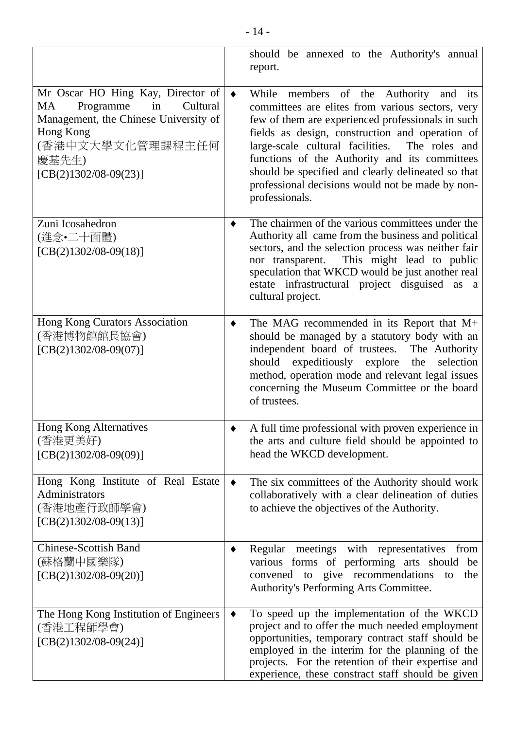| | |
|---|---|
| | should be annexed to the Authority's annual report. |
| Mr Oscar HO Hing Kay, Director of MA Programme in Cultural Management, the Chinese University of Hong Kong<br>(香港中文大學文化管理課程主任何慶基先生)<br>[CB(2)1302/08-09(23)] | ♦ While members of the Authority and its committees are elites from various sectors, very few of them are experienced professionals in such fields as design, construction and operation of large-scale cultural facilities. The roles and functions of the Authority and its committees should be specified and clearly delineated so that professional decisions would not be made by non-professionals. |
| Zuni Icosahedron<br>(進念•二十面體)<br>[CB(2)1302/08-09(18)] | ♦ The chairmen of the various committees under the Authority all came from the business and political sectors, and the selection process was neither fair nor transparent. This might lead to public speculation that WKCD would be just another real estate infrastructural project disguised as a cultural project. |
| Hong Kong Curators Association<br>(香港博物館館長協會)<br>[CB(2)1302/08-09(07)] | ♦ The MAG recommended in its Report that M+ should be managed by a statutory body with an independent board of trustees. The Authority should expeditiously explore the selection method, operation mode and relevant legal issues concerning the Museum Committee or the board of trustees. |
| Hong Kong Alternatives<br>(香港更美好)<br>[CB(2)1302/08-09(09)] | ♦ A full time professional with proven experience in the arts and culture field should be appointed to head the WKCD development. |
| Hong Kong Institute of Real Estate Administrators<br>(香港地產行政師學會)<br>[CB(2)1302/08-09(13)] | ♦ The six committees of the Authority should work collaboratively with a clear delineation of duties to achieve the objectives of the Authority. |
| Chinese-Scottish Band<br>(蘇格蘭中國樂隊)<br>[CB(2)1302/08-09(20)] | ♦ Regular meetings with representatives from various forms of performing arts should be convened to give recommendations to the Authority's Performing Arts Committee. |
| The Hong Kong Institution of Engineers<br>(香港工程師學會)<br>[CB(2)1302/08-09(24)] | ♦ To speed up the implementation of the WKCD project and to offer the much needed employment opportunities, temporary contract staff should be employed in the interim for the planning of the projects. For the retention of their expertise and experience, these constract staff should be given |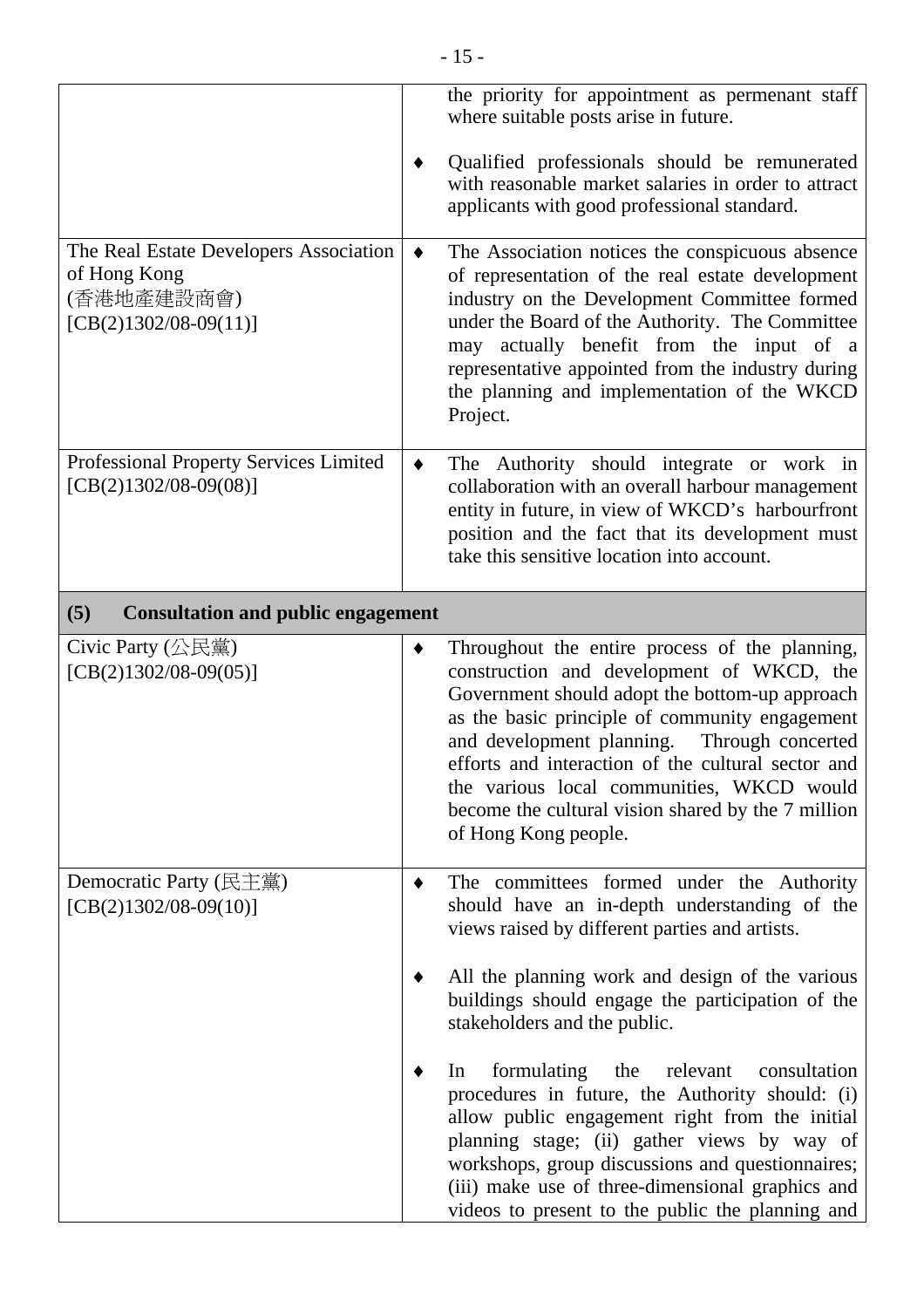| | |
|---|---|
| | the priority for appointment as permenant staff where suitable posts arise in future.<br><br>♦ Qualified professionals should be remunerated with reasonable market salaries in order to attract applicants with good professional standard. |
| The Real Estate Developers Association of Hong Kong<br>(香港地產建設商會)<br>[CB(2)1302/08-09(11)] | ♦ The Association notices the conspicuous absence of representation of the real estate development industry on the Development Committee formed under the Board of the Authority. The Committee may actually benefit from the input of a representative appointed from the industry during the planning and implementation of the WKCD Project. |
| Professional Property Services Limited<br>[CB(2)1302/08-09(08)] | ♦ The Authority should integrate or work in collaboration with an overall harbour management entity in future, in view of WKCD's harbourfront position and the fact that its development must take this sensitive location into account. |
| **(5) Consultation and public engagement** | |
| Civic Party (公民黨)<br>[CB(2)1302/08-09(05)] | ♦ Throughout the entire process of the planning, construction and development of WKCD, the Government should adopt the bottom-up approach as the basic principle of community engagement and development planning. Through concerted efforts and interaction of the cultural sector and the various local communities, WKCD would become the cultural vision shared by the 7 million of Hong Kong people. |
| Democratic Party (民主黨)<br>[CB(2)1302/08-09(10)] | ♦ The committees formed under the Authority should have an in-depth understanding of the views raised by different parties and artists.<br><br>♦ All the planning work and design of the various buildings should engage the participation of the stakeholders and the public.<br><br>♦ In formulating the relevant consultation procedures in future, the Authority should: (i) allow public engagement right from the initial planning stage; (ii) gather views by way of workshops, group discussions and questionnaires; (iii) make use of three-dimensional graphics and videos to present to the public the planning and |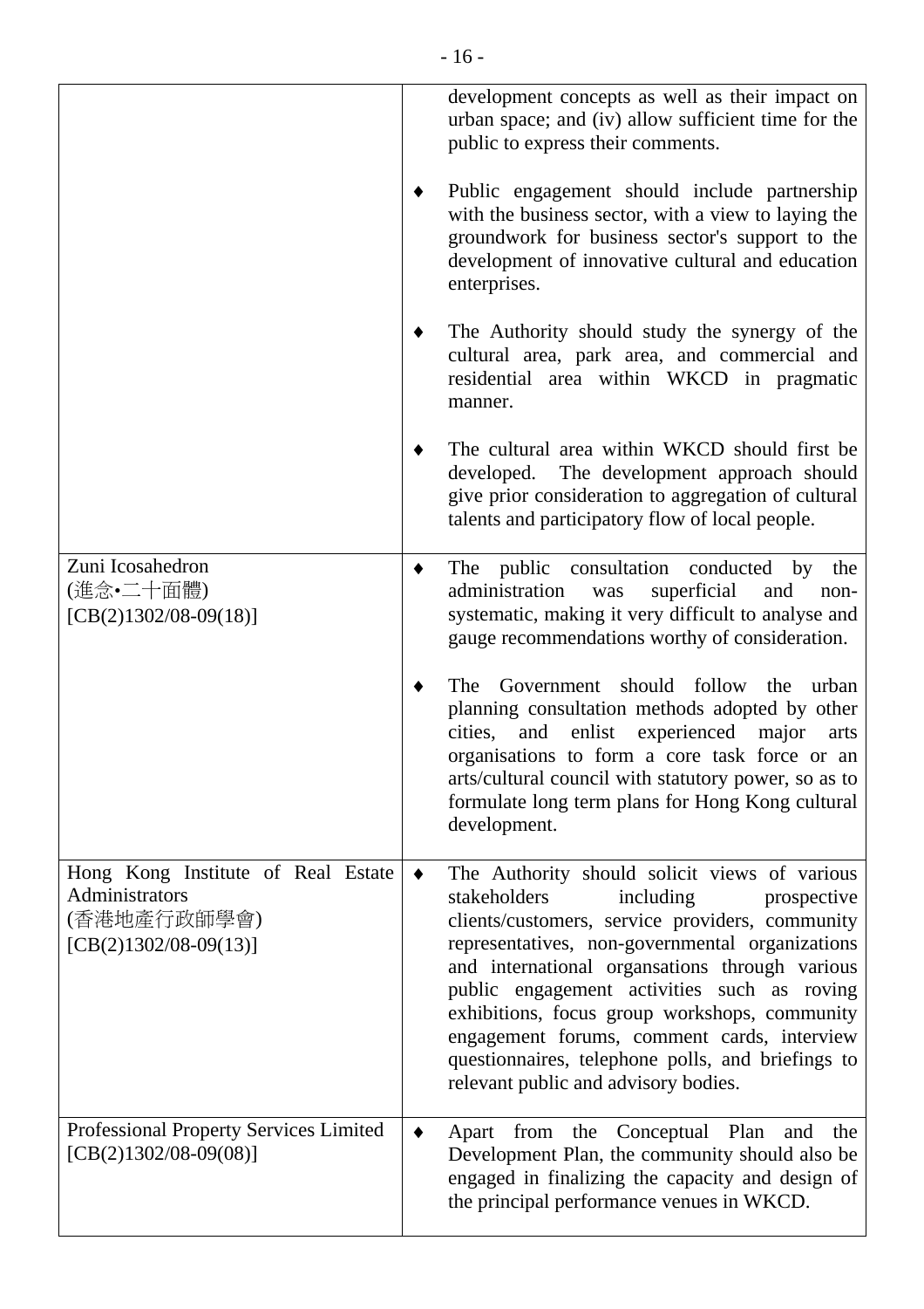| | |
|---|---|
| | development concepts as well as their impact on urban space; and (iv) allow sufficient time for the public to express their comments.<br><br>♦ Public engagement should include partnership with the business sector, with a view to laying the groundwork for business sector's support to the development of innovative cultural and education enterprises.<br><br>♦ The Authority should study the synergy of the cultural area, park area, and commercial and residential area within WKCD in pragmatic manner.<br><br>♦ The cultural area within WKCD should first be developed. The development approach should give prior consideration to aggregation of cultural talents and participatory flow of local people. |
| Zuni Icosahedron<br>(進念•二十面體)<br>[CB(2)1302/08-09(18)] | ♦ The public consultation conducted by the administration was superficial and non-systematic, making it very difficult to analyse and gauge recommendations worthy of consideration.<br><br>♦ The Government should follow the urban planning consultation methods adopted by other cities, and enlist experienced major arts organisations to form a core task force or an arts/cultural council with statutory power, so as to formulate long term plans for Hong Kong cultural development. |
| Hong Kong Institute of Real Estate Administrators<br>(香港地產行政師學會)<br>[CB(2)1302/08-09(13)] | ♦ The Authority should solicit views of various stakeholders including prospective clients/customers, service providers, community representatives, non-governmental organizations and international organsations through various public engagement activities such as roving exhibitions, focus group workshops, community engagement forums, comment cards, interview questionnaires, telephone polls, and briefings to relevant public and advisory bodies. |
| Professional Property Services Limited<br>[CB(2)1302/08-09(08)] | ♦ Apart from the Conceptual Plan and the Development Plan, the community should also be engaged in finalizing the capacity and design of the principal performance venues in WKCD. |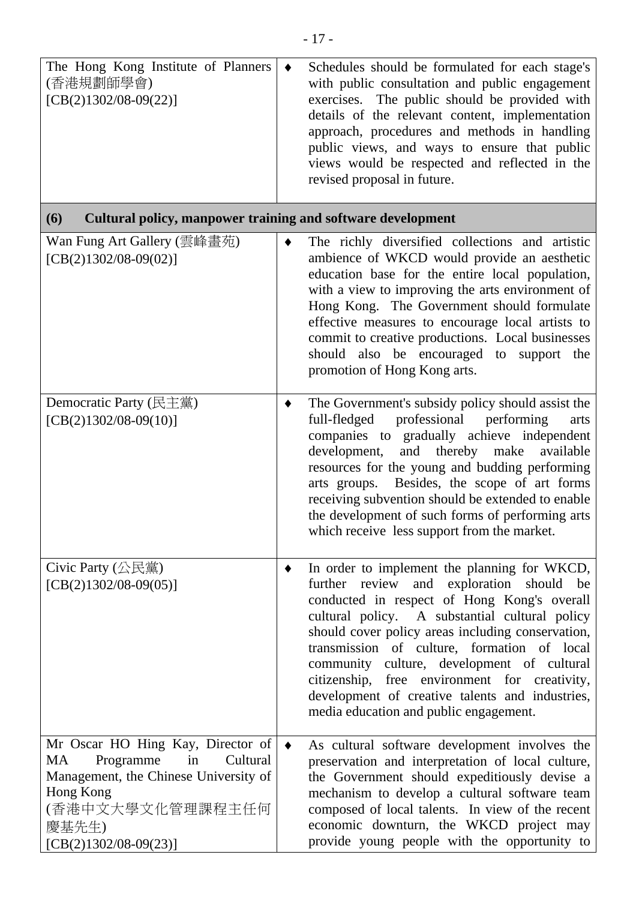| | |
|---|---|
| The Hong Kong Institute of Planners (香港規劃師學會) [CB(2)1302/08-09(22)] | ♦ Schedules should be formulated for each stage's with public consultation and public engagement exercises. The public should be provided with details of the relevant content, implementation approach, procedures and methods in handling public views, and ways to ensure that public views would be respected and reflected in the revised proposal in future. |
| **(6) Cultural policy, manpower training and software development** | |
| Wan Fung Art Gallery (雲峰畫苑) [CB(2)1302/08-09(02)] | ♦ The richly diversified collections and artistic ambience of WKCD would provide an aesthetic education base for the entire local population, with a view to improving the arts environment of Hong Kong. The Government should formulate effective measures to encourage local artists to commit to creative productions. Local businesses should also be encouraged to support the promotion of Hong Kong arts. |
| Democratic Party (民主黨) [CB(2)1302/08-09(10)] | ♦ The Government's subsidy policy should assist the full-fledged professional performing arts companies to gradually achieve independent development, and thereby make available resources for the young and budding performing arts groups. Besides, the scope of art forms receiving subvention should be extended to enable the development of such forms of performing arts which receive less support from the market. |
| Civic Party (公民黨) [CB(2)1302/08-09(05)] | ♦ In order to implement the planning for WKCD, further review and exploration should be conducted in respect of Hong Kong's overall cultural policy. A substantial cultural policy should cover policy areas including conservation, transmission of culture, formation of local community culture, development of cultural citizenship, free environment for creativity, development of creative talents and industries, media education and public engagement. |
| Mr Oscar HO Hing Kay, Director of MA Programme in Cultural Management, the Chinese University of Hong Kong (香港中文大學文化管理課程主任何慶基先生) [CB(2)1302/08-09(23)] | ♦ As cultural software development involves the preservation and interpretation of local culture, the Government should expeditiously devise a mechanism to develop a cultural software team composed of local talents. In view of the recent economic downturn, the WKCD project may provide young people with the opportunity to |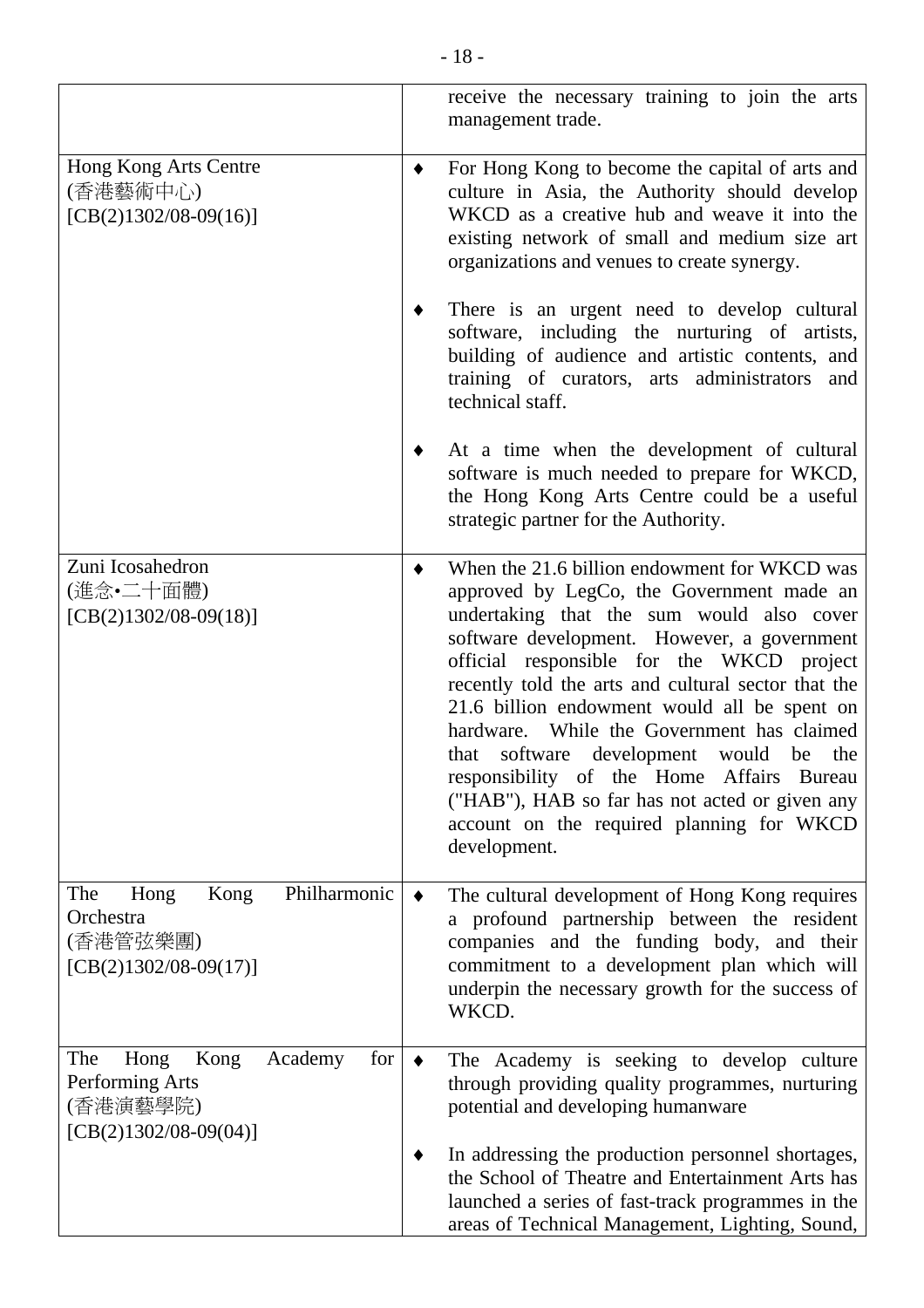| | |
|---|---|
| | receive the necessary training to join the arts management trade. |
| Hong Kong Arts Centre<br>(香港藝術中心)<br>[CB(2)1302/08-09(16)] | ♦ For Hong Kong to become the capital of arts and culture in Asia, the Authority should develop WKCD as a creative hub and weave it into the existing network of small and medium size art organizations and venues to create synergy.<br><br>♦ There is an urgent need to develop cultural software, including the nurturing of artists, building of audience and artistic contents, and training of curators, arts administrators and technical staff.<br><br>♦ At a time when the development of cultural software is much needed to prepare for WKCD, the Hong Kong Arts Centre could be a useful strategic partner for the Authority. |
| Zuni Icosahedron<br>(進念•二十面體)<br>[CB(2)1302/08-09(18)] | ♦ When the 21.6 billion endowment for WKCD was approved by LegCo, the Government made an undertaking that the sum would also cover software development. However, a government official responsible for the WKCD project recently told the arts and cultural sector that the 21.6 billion endowment would all be spent on hardware. While the Government has claimed that software development would be the responsibility of the Home Affairs Bureau ("HAB"), HAB so far has not acted or given any account on the required planning for WKCD development. |
| The Hong Kong Philharmonic Orchestra<br>(香港管弦樂團)<br>[CB(2)1302/08-09(17)] | ♦ The cultural development of Hong Kong requires a profound partnership between the resident companies and the funding body, and their commitment to a development plan which will underpin the necessary growth for the success of WKCD. |
| The Hong Kong Academy for Performing Arts<br>(香港演藝學院)<br>[CB(2)1302/08-09(04)] | ♦ The Academy is seeking to develop culture through providing quality programmes, nurturing potential and developing humanware<br><br>♦ In addressing the production personnel shortages, the School of Theatre and Entertainment Arts has launched a series of fast-track programmes in the areas of Technical Management, Lighting, Sound, |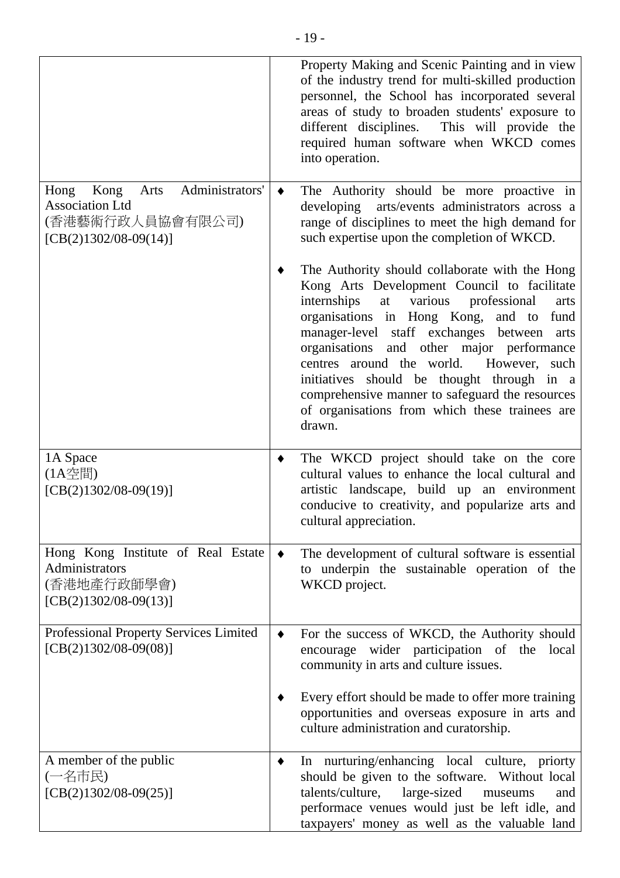| | |
|---|---|
| | Property Making and Scenic Painting and in view of the industry trend for multi-skilled production personnel, the School has incorporated several areas of study to broaden students' exposure to different disciplines. This will provide the required human software when WKCD comes into operation. |
| Hong Kong Arts Administrators' Association Ltd<br>(香港藝術行政人員協會有限公司)<br>[CB(2)1302/08-09(14)] | ♦ The Authority should be more proactive in developing arts/events administrators across a range of disciplines to meet the high demand for such expertise upon the completion of WKCD.<br><br>♦ The Authority should collaborate with the Hong Kong Arts Development Council to facilitate internships at various professional arts organisations in Hong Kong, and to fund manager-level staff exchanges between arts organisations and other major performance centres around the world. However, such initiatives should be thought through in a comprehensive manner to safeguard the resources of organisations from which these trainees are drawn. |
| 1A Space<br>(1A空間)<br>[CB(2)1302/08-09(19)] | ♦ The WKCD project should take on the core cultural values to enhance the local cultural and artistic landscape, build up an environment conducive to creativity, and popularize arts and cultural appreciation. |
| Hong Kong Institute of Real Estate Administrators<br>(香港地產行政師學會)<br>[CB(2)1302/08-09(13)] | ♦ The development of cultural software is essential to underpin the sustainable operation of the WKCD project. |
| Professional Property Services Limited<br>[CB(2)1302/08-09(08)] | ♦ For the success of WKCD, the Authority should encourage wider participation of the local community in arts and culture issues.<br><br>♦ Every effort should be made to offer more training opportunities and overseas exposure in arts and culture administration and curatorship. |
| A member of the public<br>(一名市民)<br>[CB(2)1302/08-09(25)] | ♦ In nurturing/enhancing local culture, priorty should be given to the software. Without local talents/culture, large-sized museums and performace venues would just be left idle, and taxpayers' money as well as the valuable land |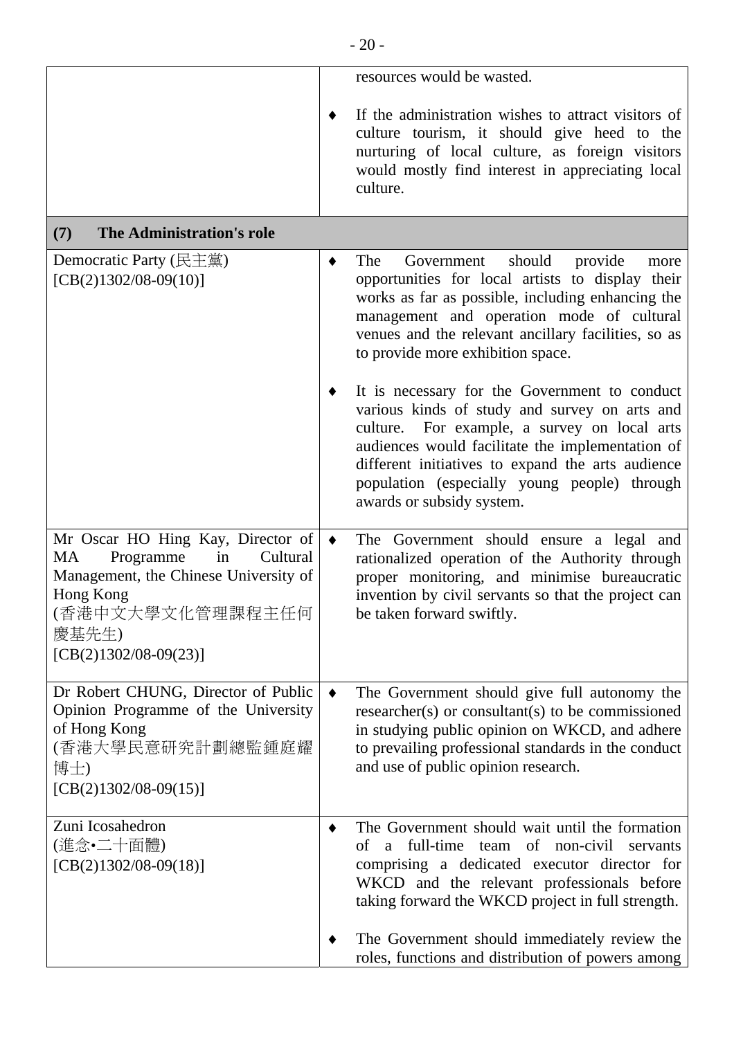| | |
|---|---|
| | resources would be wasted.<br><br>♦ If the administration wishes to attract visitors of culture tourism, it should give heed to the nurturing of local culture, as foreign visitors would mostly find interest in appreciating local culture. |
| **(7) The Administration's role** | |
| Democratic Party (民主黨)<br>[CB(2)1302/08-09(10)] | ♦ The Government should provide more opportunities for local artists to display their works as far as possible, including enhancing the management and operation mode of cultural venues and the relevant ancillary facilities, so as to provide more exhibition space.<br><br>♦ It is necessary for the Government to conduct various kinds of study and survey on arts and culture. For example, a survey on local arts audiences would facilitate the implementation of different initiatives to expand the arts audience population (especially young people) through awards or subsidy system. |
| Mr Oscar HO Hing Kay, Director of MA Programme in Cultural Management, the Chinese University of Hong Kong<br>(香港中文大學文化管理課程主任何慶基先生)<br>[CB(2)1302/08-09(23)] | ♦ The Government should ensure a legal and rationalized operation of the Authority through proper monitoring, and minimise bureaucratic invention by civil servants so that the project can be taken forward swiftly. |
| Dr Robert CHUNG, Director of Public Opinion Programme of the University of Hong Kong<br>(香港大學民意研究計劃總監鍾庭耀博士)<br>[CB(2)1302/08-09(15)] | ♦ The Government should give full autonomy the researcher(s) or consultant(s) to be commissioned in studying public opinion on WKCD, and adhere to prevailing professional standards in the conduct and use of public opinion research. |
| Zuni Icosahedron<br>(進念•二十面體)<br>[CB(2)1302/08-09(18)] | ♦ The Government should wait until the formation of a full-time team of non-civil servants comprising a dedicated executor director for WKCD and the relevant professionals before taking forward the WKCD project in full strength.<br><br>♦ The Government should immediately review the roles, functions and distribution of powers among |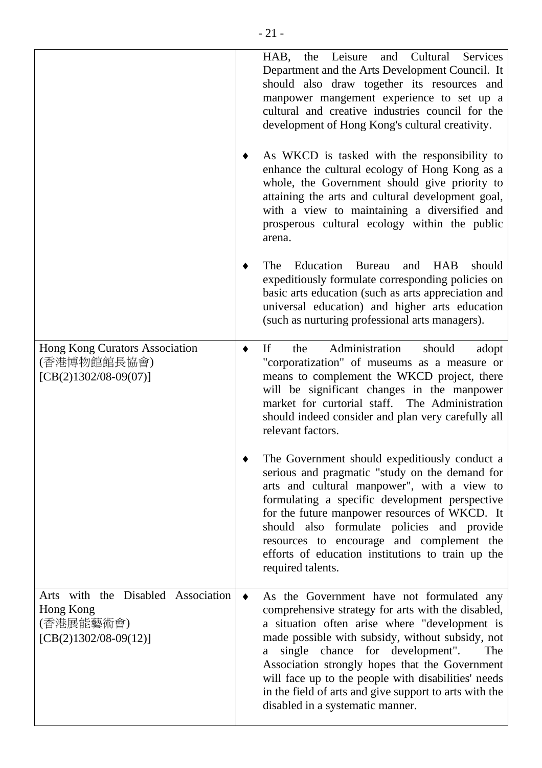| | |
|---|---|
| | HAB, the Leisure and Cultural Services Department and the Arts Development Council. It should also draw together its resources and manpower mangement experience to set up a cultural and creative industries council for the development of Hong Kong's cultural creativity.<br><br>♦ As WKCD is tasked with the responsibility to enhance the cultural ecology of Hong Kong as a whole, the Government should give priority to attaining the arts and cultural development goal, with a view to maintaining a diversified and prosperous cultural ecology within the public arena.<br><br>♦ The Education Bureau and HAB should expeditiously formulate corresponding policies on basic arts education (such as arts appreciation and universal education) and higher arts education (such as nurturing professional arts managers). |
| Hong Kong Curators Association (香港博物館館長協會) [CB(2)1302/08-09(07)] | ♦ If the Administration should adopt "corporatization" of museums as a measure or means to complement the WKCD project, there will be significant changes in the manpower market for curtorial staff. The Administration should indeed consider and plan very carefully all relevant factors.<br><br>♦ The Government should expeditiously conduct a serious and pragmatic "study on the demand for arts and cultural manpower", with a view to formulating a specific development perspective for the future manpower resources of WKCD. It should also formulate policies and provide resources to encourage and complement the efforts of education institutions to train up the required talents. |
| Arts with the Disabled Association Hong Kong (香港展能藝術會) [CB(2)1302/08-09(12)] | ♦ As the Government have not formulated any comprehensive strategy for arts with the disabled, a situation often arise where "development is made possible with subsidy, without subsidy, not a single chance for development". The Association strongly hopes that the Government will face up to the people with disabilities' needs in the field of arts and give support to arts with the disabled in a systematic manner. |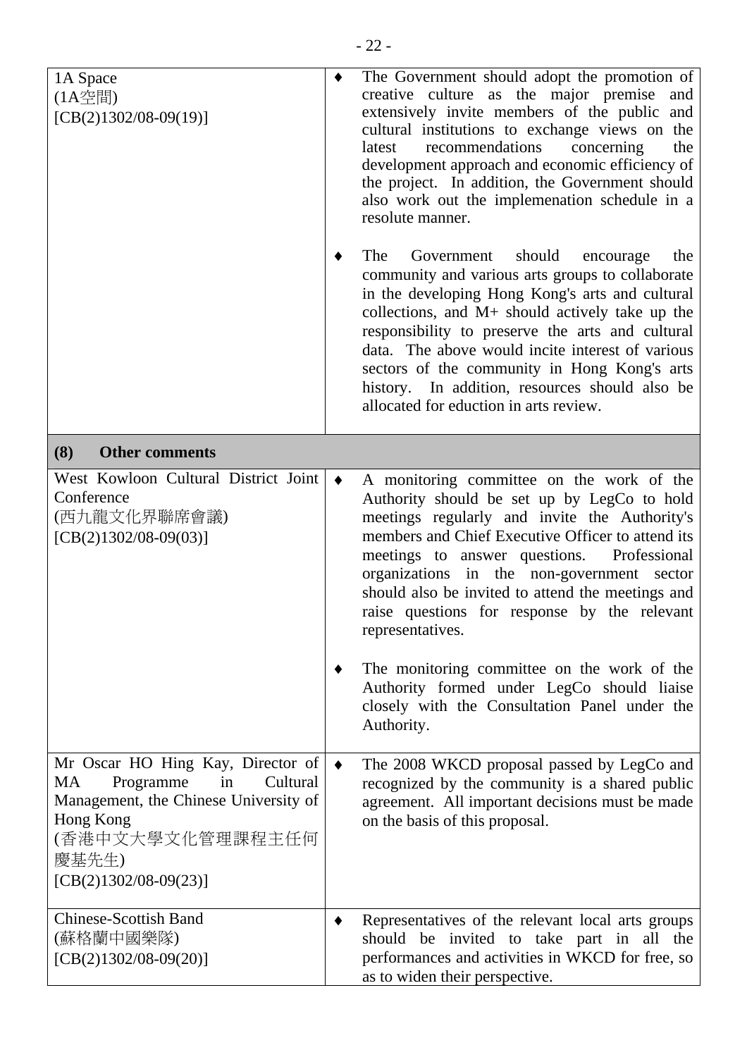| | |
|---|---|
| 1A Space<br>(1A空間)<br>[CB(2)1302/08-09(19)] | ♦ The Government should adopt the promotion of creative culture as the major premise and extensively invite members of the public and cultural institutions to exchange views on the latest recommendations concerning the development approach and economic efficiency of the project. In addition, the Government should also work out the implemenation schedule in a resolute manner.<br><br>♦ The Government should encourage the community and various arts groups to collaborate in the developing Hong Kong's arts and cultural collections, and M+ should actively take up the responsibility to preserve the arts and cultural data. The above would incite interest of various sectors of the community in Hong Kong's arts history. In addition, resources should also be allocated for eduction in arts review. |
| **(8) Other comments** | |
| West Kowloon Cultural District Joint Conference<br>(西九龍文化界聯席會議)<br>[CB(2)1302/08-09(03)] | ♦ A monitoring committee on the work of the Authority should be set up by LegCo to hold meetings regularly and invite the Authority's members and Chief Executive Officer to attend its meetings to answer questions. Professional organizations in the non-government sector should also be invited to attend the meetings and raise questions for response by the relevant representatives.<br><br>♦ The monitoring committee on the work of the Authority formed under LegCo should liaise closely with the Consultation Panel under the Authority. |
| Mr Oscar HO Hing Kay, Director of MA Programme in Cultural Management, the Chinese University of Hong Kong<br>(香港中文大學文化管理課程主任何慶基先生)<br>[CB(2)1302/08-09(23)] | ♦ The 2008 WKCD proposal passed by LegCo and recognized by the community is a shared public agreement. All important decisions must be made on the basis of this proposal. |
| Chinese-Scottish Band<br>(蘇格蘭中國樂隊)<br>[CB(2)1302/08-09(20)] | ♦ Representatives of the relevant local arts groups should be invited to take part in all the performances and activities in WKCD for free, so as to widen their perspective. |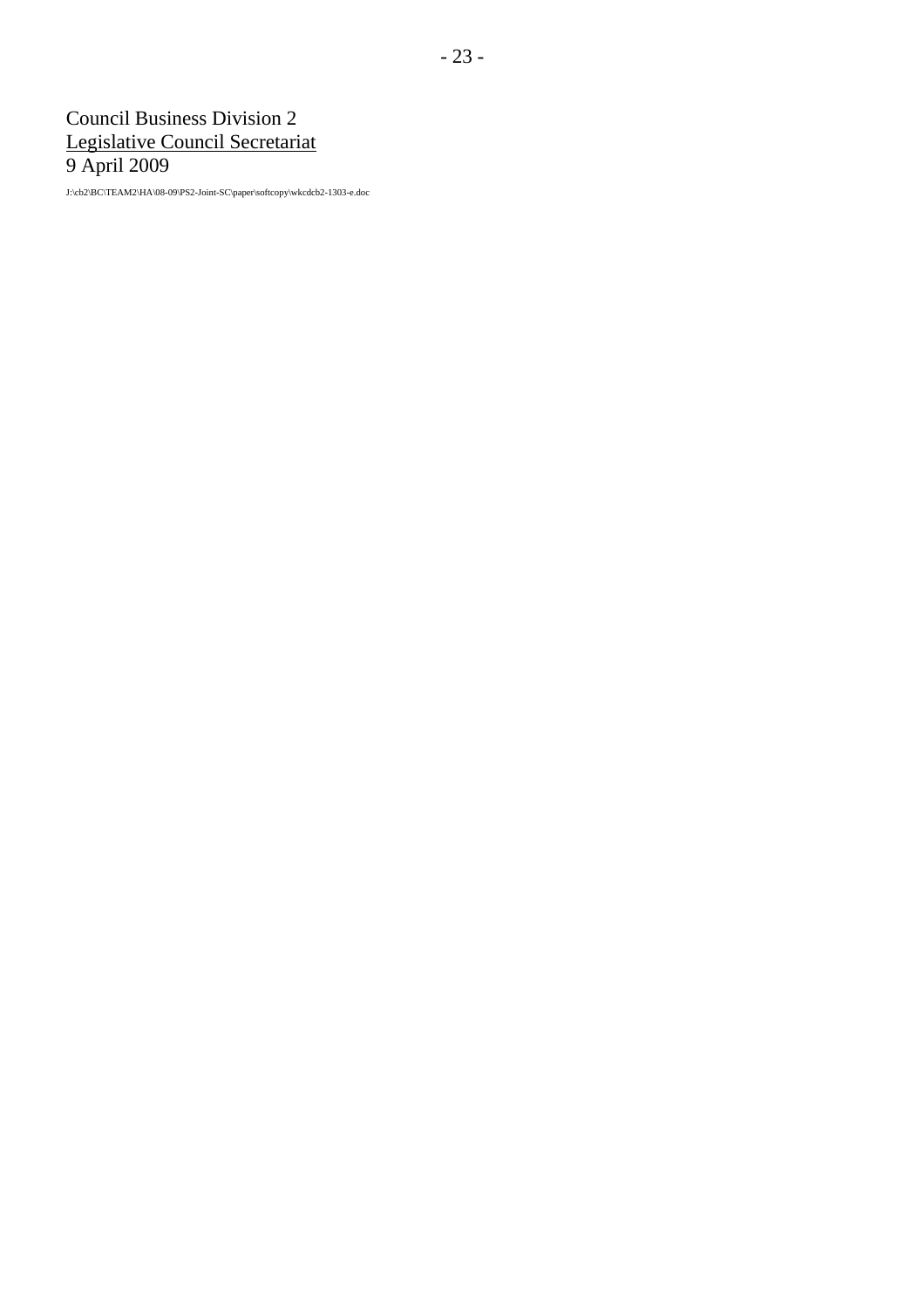Council Business Division 2
Legislative Council Secretariat
9 April 2009

J:\cb2\BC\TEAM2\HA\08-09\PS2-Joint-SC\paper\softcopy\wkcdcb2-1303-e.doc